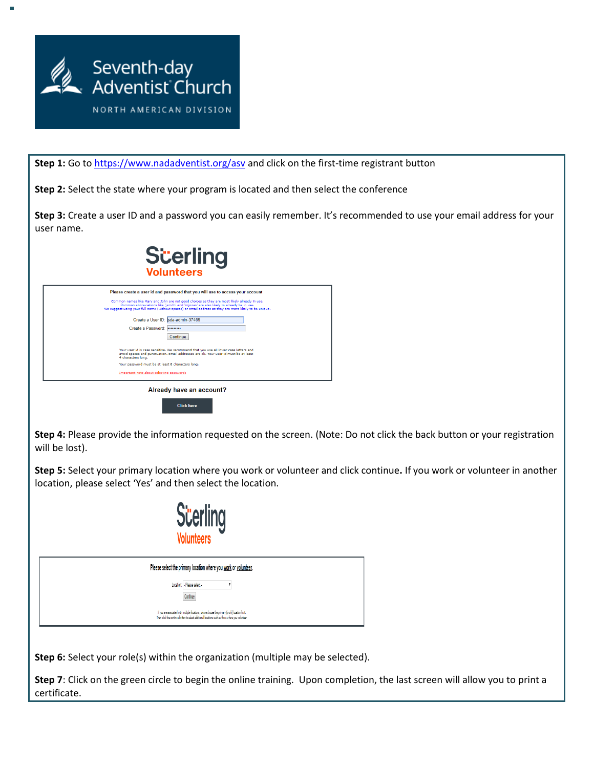Step 1: Go to https://www.nadadventist.org/asv and click on the first-time registrant button

**Step 2:** Select the state where your program is located and then select the conference

**Step 3:** Create a user ID and a password you can easily remember. It's recommended to use your email address for your user name.

**Step 4:** Please provide the information requested on the screen. (Note: Do not click the back button or your registration will be lost).

**Step 5:** Select your primary location where you work or volunteer and click continue**.** If you work or volunteer in another location, please select 'Yes' and then select the location.

**Step 6:** Select your role(s) within the organization (multiple may be selected).

**Step 7**: Click on the green circle to begin the online training. Upon completion, the last screen will allow you to print a certificate.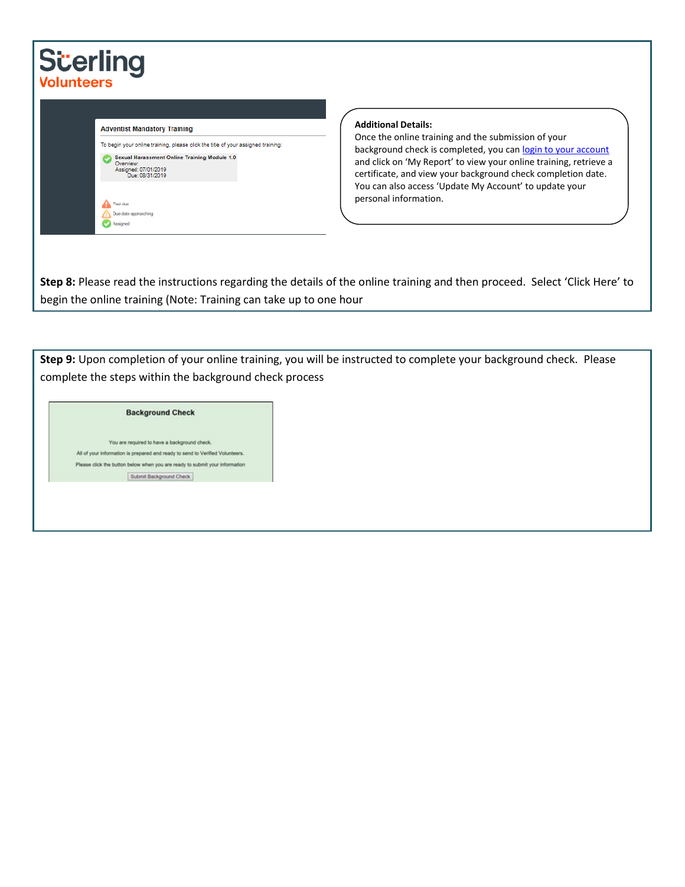Sterling
Volunteers

Adventist Mandatory Training

To begin your online training, please click the title of your assigned training:

Sexual Harassment Online Training Module 1.0
Overview:
Assigned: 07/01/2019
Due: 08/31/2019

Past due
Due date approaching
Assigned

**Additional Details:**
Once the online training and the submission of your background check is completed, you can login to your account and click on 'My Report' to view your online training, retrieve a certificate, and view your background check completion date. You can also access 'Update My Account' to update your personal information.

**Step 8:** Please read the instructions regarding the details of the online training and then proceed. Select 'Click Here' to begin the online training (Note: Training can take up to one hour

**Step 9:** Upon completion of your online training, you will be instructed to complete your background check. Please complete the steps within the background check process

Background Check

You are required to have a background check.
All of your information is prepared and ready to send to Verified Volunteers.
Please click the button below when you are ready to submit your information

Submit Background Check